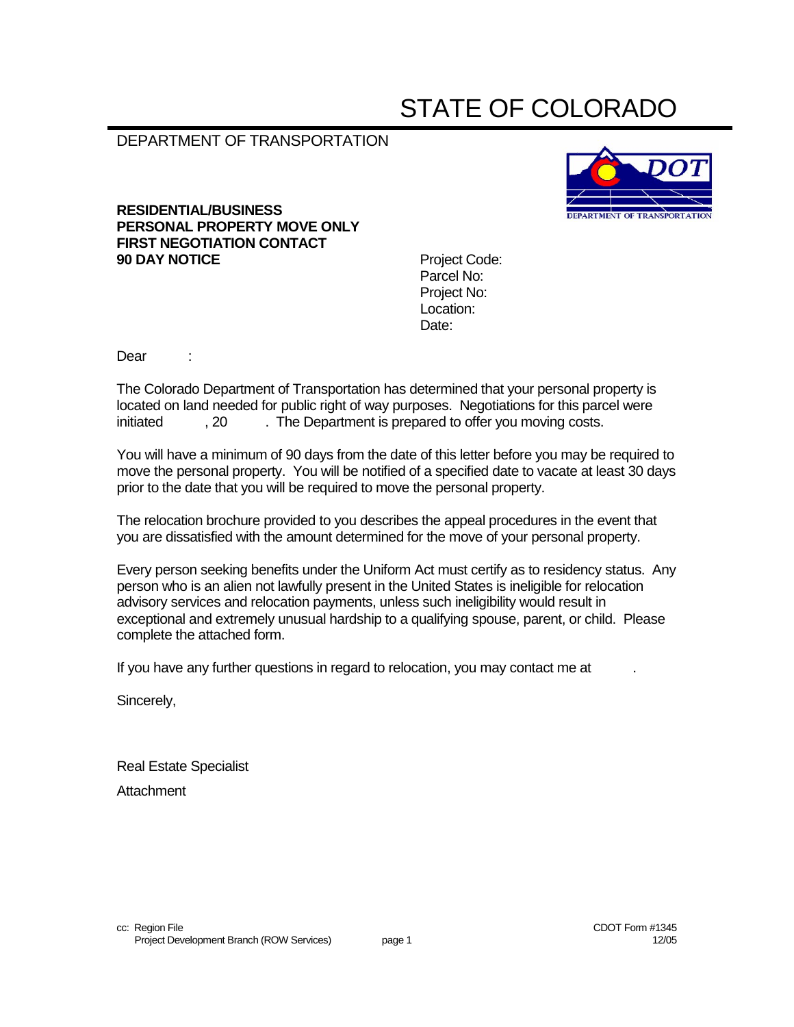# STATE OF COLORADO

DEPARTMENT OF TRANSPORTATION

**RESIDENTIAL/BUSINESS**
**PERSONAL PROPERTY MOVE ONLY**
**FIRST NEGOTIATION CONTACT**
**90 DAY NOTICE**

Project Code:
Parcel No:
Project No:
Location:
Date:

Dear :

The Colorado Department of Transportation has determined that your personal property is located on land needed for public right of way purposes. Negotiations for this parcel were initiated , 20 . The Department is prepared to offer you moving costs.

You will have a minimum of 90 days from the date of this letter before you may be required to move the personal property. You will be notified of a specified date to vacate at least 30 days prior to the date that you will be required to move the personal property.

The relocation brochure provided to you describes the appeal procedures in the event that you are dissatisfied with the amount determined for the move of your personal property.

Every person seeking benefits under the Uniform Act must certify as to residency status. Any person who is an alien not lawfully present in the United States is ineligible for relocation advisory services and relocation payments, unless such ineligibility would result in exceptional and extremely unusual hardship to a qualifying spouse, parent, or child. Please complete the attached form.

If you have any further questions in regard to relocation, you may contact me at .

Sincerely,

Real Estate Specialist

Attachment

cc: Region File
Project Development Branch (ROW Services)

CDOT Form #1345
12/05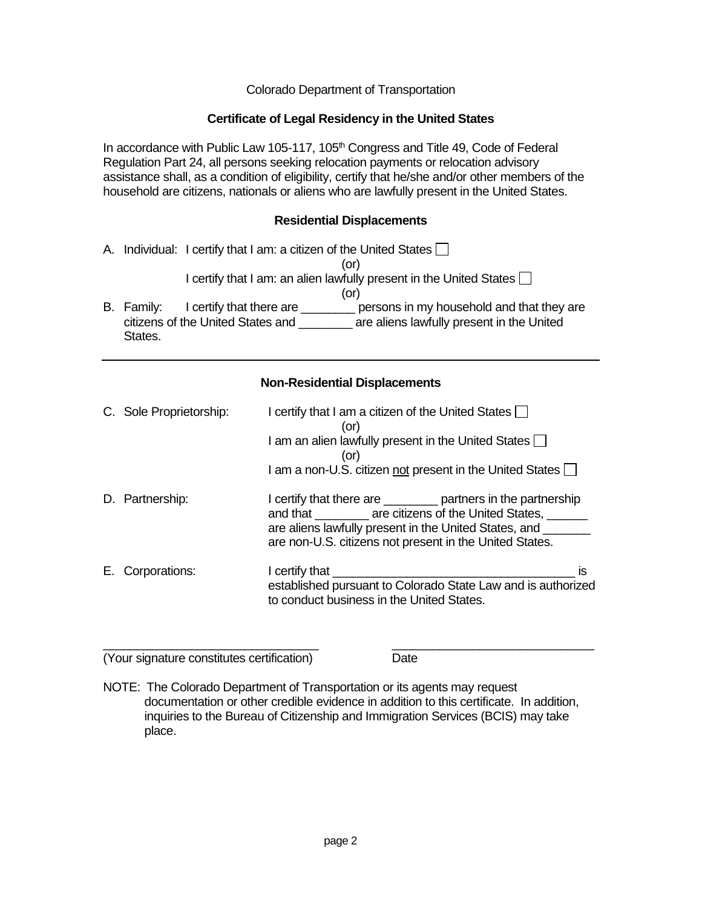Colorado Department of Transportation

## Certificate of Legal Residency in the United States

In accordance with Public Law 105-117, 105th Congress and Title 49, Code of Federal Regulation Part 24, all persons seeking relocation payments or relocation advisory assistance shall, as a condition of eligibility, certify that he/she and/or other members of the household are citizens, nationals or aliens who are lawfully present in the United States.

### Residential Displacements

A. Individual: I certify that I am: a citizen of the United States ☐

(or)

I certify that I am: an alien lawfully present in the United States ☐

(or)

B. Family: I certify that there are ________ persons in my household and that they are citizens of the United States and ________ are aliens lawfully present in the United States.

---

### Non-Residential Displacements

C. Sole Proprietorship: I certify that I am a citizen of the United States ☐

(or)

I am an alien lawfully present in the United States ☐

(or)

I am a non-U.S. citizen not present in the United States ☐

D. Partnership: I certify that there are ________ partners in the partnership and that ________ are citizens of the United States, ______ are aliens lawfully present in the United States, and _______ are non-U.S. citizens not present in the United States.

E. Corporations: I certify that ___________________________________ is established pursuant to Colorado State Law and is authorized to conduct business in the United States.

________________________________ (Your signature constitutes certification)

______________________________ Date

NOTE: The Colorado Department of Transportation or its agents may request documentation or other credible evidence in addition to this certificate. In addition, inquiries to the Bureau of Citizenship and Immigration Services (BCIS) may take place.